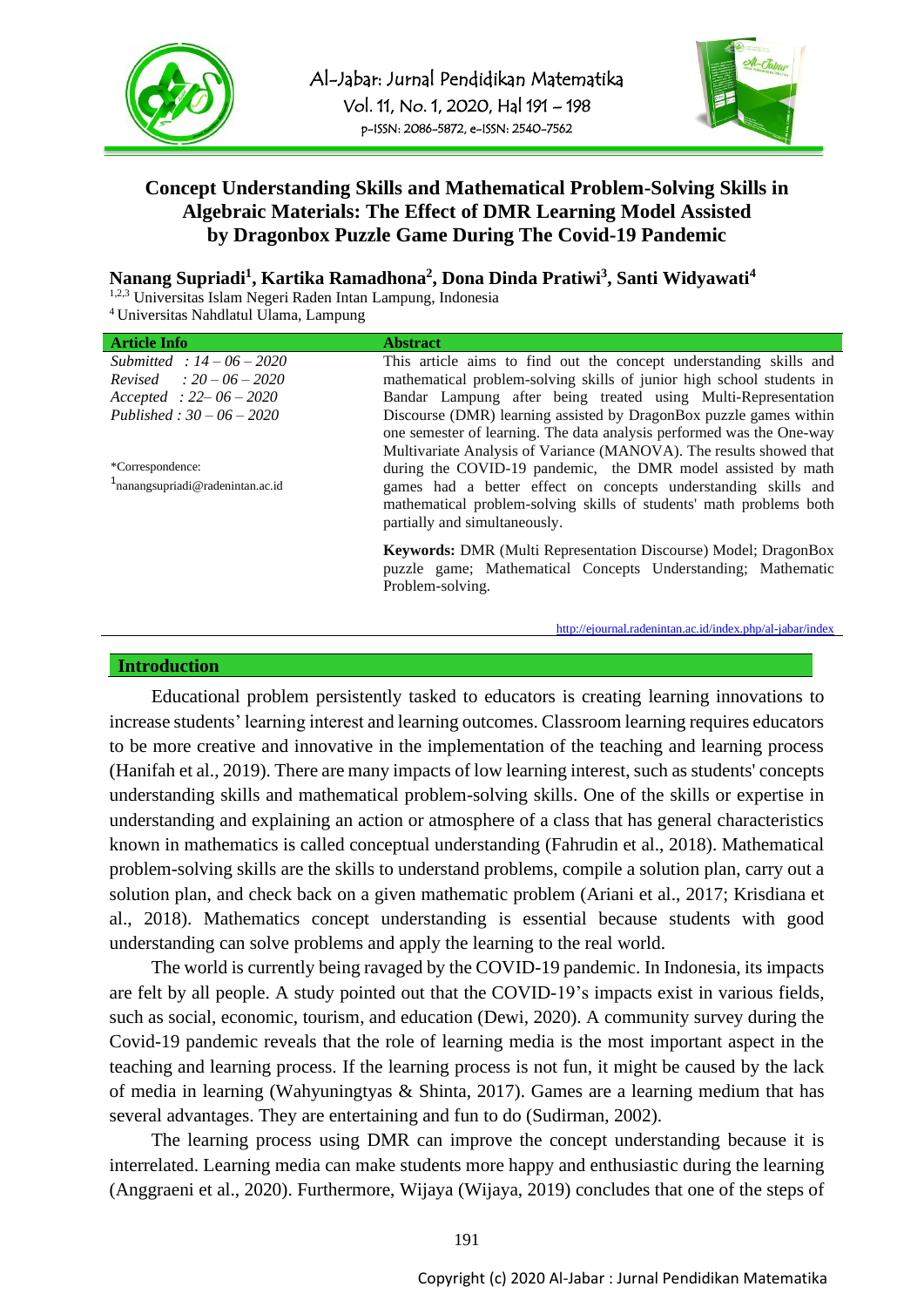# Concept Understanding Skills and Mathematical Problem-Solving Skills in Algebraic Materials: The Effect of DMR Learning Model Assisted by Dragonbox Puzzle Game During The Covid-19 Pandemic

**Nanang Supriadi[1], Kartika Ramadhona[2], Dona Dinda Pratiwi[3], Santi Widyawati[4]**

[1,2,3] Universitas Islam Negeri Raden Intan Lampung, Indonesia
[4] Universitas Nahdlatul Ulama, Lampung

| Article Info | Abstract |
|---|---|
| *Submitted : 14 – 06 – 2020*<br>*Revised : 20 – 06 – 2020*<br>*Accepted : 22– 06 – 2020*<br>*Published : 30 – 06 – 2020*<br><br>*Correspondence:<br>[1]nanangsupriadi@radenintan.ac.id | This article aims to find out the concept understanding skills and mathematical problem-solving skills of junior high school students in Bandar Lampung after being treated using Multi-Representation Discourse (DMR) learning assisted by DragonBox puzzle games within one semester of learning. The data analysis performed was the One-way Multivariate Analysis of Variance (MANOVA). The results showed that during the COVID-19 pandemic, the DMR model assisted by math games had a better effect on concepts understanding skills and mathematical problem-solving skills of students' math problems both partially and simultaneously.<br><br>**Keywords:** DMR (Multi Representation Discourse) Model; DragonBox puzzle game; Mathematical Concepts Understanding; Mathematic Problem-solving. |

http://ejournal.radenintan.ac.id/index.php/al-jabar/index

## Introduction

Educational problem persistently tasked to educators is creating learning innovations to increase students' learning interest and learning outcomes. Classroom learning requires educators to be more creative and innovative in the implementation of the teaching and learning process (Hanifah et al., 2019). There are many impacts of low learning interest, such as students' concepts understanding skills and mathematical problem-solving skills. One of the skills or expertise in understanding and explaining an action or atmosphere of a class that has general characteristics known in mathematics is called conceptual understanding (Fahrudin et al., 2018). Mathematical problem-solving skills are the skills to understand problems, compile a solution plan, carry out a solution plan, and check back on a given mathematic problem (Ariani et al., 2017; Krisdiana et al., 2018). Mathematics concept understanding is essential because students with good understanding can solve problems and apply the learning to the real world.

The world is currently being ravaged by the COVID-19 pandemic. In Indonesia, its impacts are felt by all people. A study pointed out that the COVID-19's impacts exist in various fields, such as social, economic, tourism, and education (Dewi, 2020). A community survey during the Covid-19 pandemic reveals that the role of learning media is the most important aspect in the teaching and learning process. If the learning process is not fun, it might be caused by the lack of media in learning (Wahyuningtyas & Shinta, 2017). Games are a learning medium that has several advantages. They are entertaining and fun to do (Sudirman, 2002).

The learning process using DMR can improve the concept understanding because it is interrelated. Learning media can make students more happy and enthusiastic during the learning (Anggraeni et al., 2020). Furthermore, Wijaya (Wijaya, 2019) concludes that one of the steps of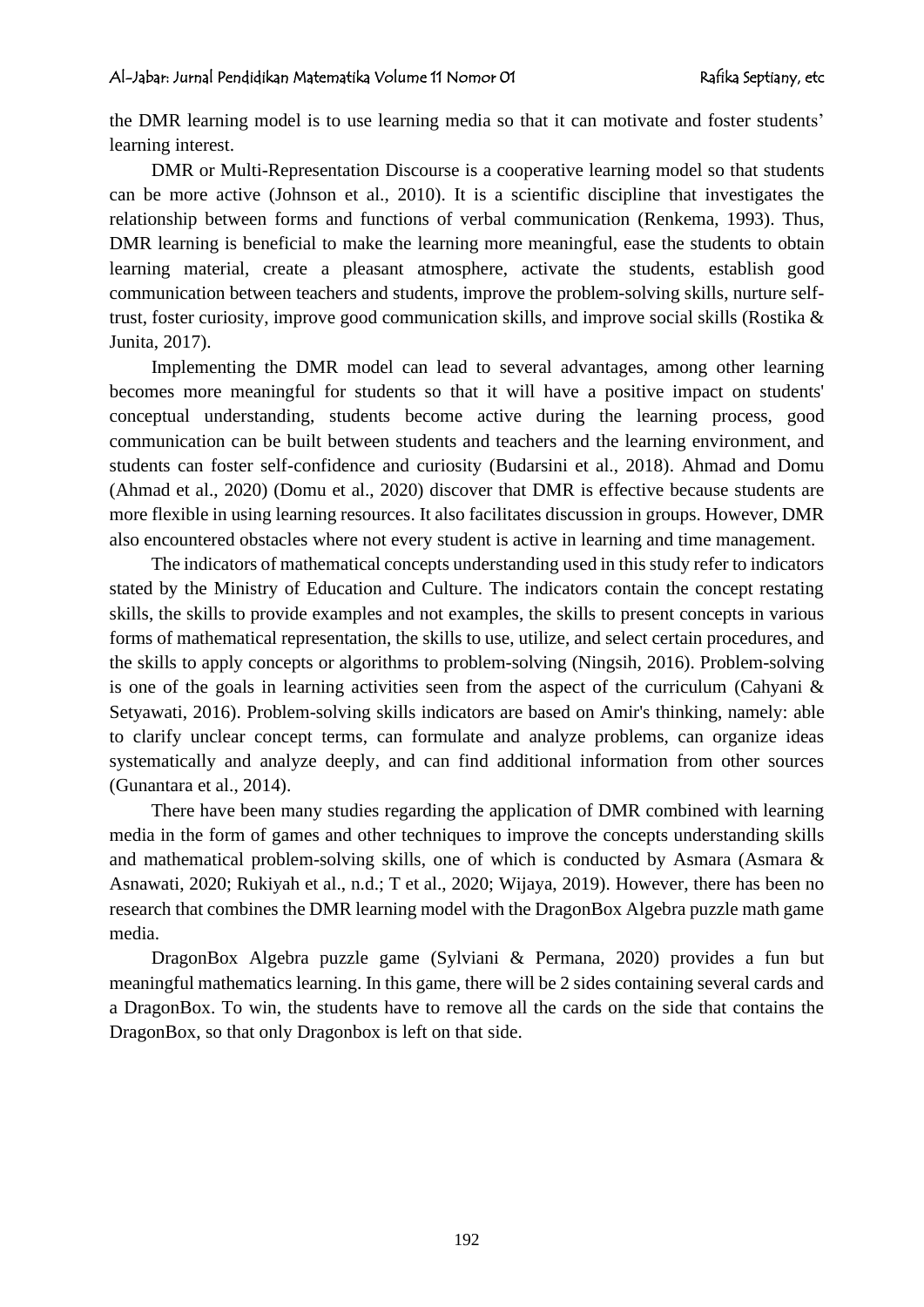the DMR learning model is to use learning media so that it can motivate and foster students' learning interest.

DMR or Multi-Representation Discourse is a cooperative learning model so that students can be more active (Johnson et al., 2010). It is a scientific discipline that investigates the relationship between forms and functions of verbal communication (Renkema, 1993). Thus, DMR learning is beneficial to make the learning more meaningful, ease the students to obtain learning material, create a pleasant atmosphere, activate the students, establish good communication between teachers and students, improve the problem-solving skills, nurture self-trust, foster curiosity, improve good communication skills, and improve social skills (Rostika & Junita, 2017).

Implementing the DMR model can lead to several advantages, among other learning becomes more meaningful for students so that it will have a positive impact on students' conceptual understanding, students become active during the learning process, good communication can be built between students and teachers and the learning environment, and students can foster self-confidence and curiosity (Budarsini et al., 2018). Ahmad and Domu (Ahmad et al., 2020) (Domu et al., 2020) discover that DMR is effective because students are more flexible in using learning resources. It also facilitates discussion in groups. However, DMR also encountered obstacles where not every student is active in learning and time management.

The indicators of mathematical concepts understanding used in this study refer to indicators stated by the Ministry of Education and Culture. The indicators contain the concept restating skills, the skills to provide examples and not examples, the skills to present concepts in various forms of mathematical representation, the skills to use, utilize, and select certain procedures, and the skills to apply concepts or algorithms to problem-solving (Ningsih, 2016). Problem-solving is one of the goals in learning activities seen from the aspect of the curriculum (Cahyani & Setyawati, 2016). Problem-solving skills indicators are based on Amir's thinking, namely: able to clarify unclear concept terms, can formulate and analyze problems, can organize ideas systematically and analyze deeply, and can find additional information from other sources (Gunantara et al., 2014).

There have been many studies regarding the application of DMR combined with learning media in the form of games and other techniques to improve the concepts understanding skills and mathematical problem-solving skills, one of which is conducted by Asmara (Asmara & Asnawati, 2020; Rukiyah et al., n.d.; T et al., 2020; Wijaya, 2019). However, there has been no research that combines the DMR learning model with the DragonBox Algebra puzzle math game media.

DragonBox Algebra puzzle game (Sylviani & Permana, 2020) provides a fun but meaningful mathematics learning. In this game, there will be 2 sides containing several cards and a DragonBox. To win, the students have to remove all the cards on the side that contains the DragonBox, so that only Dragonbox is left on that side.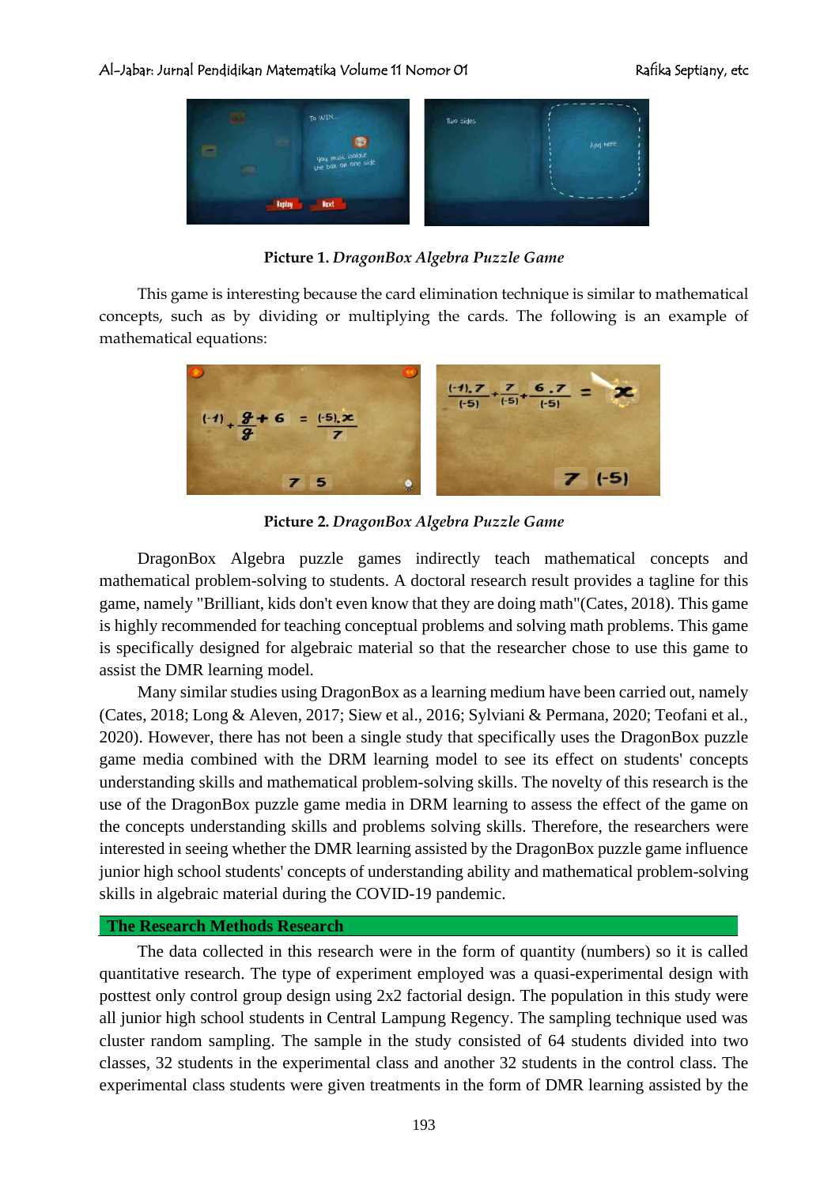Picture 1. *DragonBox Algebra Puzzle Game*

This game is interesting because the card elimination technique is similar to mathematical concepts, such as by dividing or multiplying the cards. The following is an example of mathematical equations:

Picture 2. *DragonBox Algebra Puzzle Game*

DragonBox Algebra puzzle games indirectly teach mathematical concepts and mathematical problem-solving to students. A doctoral research result provides a tagline for this game, namely "Brilliant, kids don't even know that they are doing math"(Cates, 2018). This game is highly recommended for teaching conceptual problems and solving math problems. This game is specifically designed for algebraic material so that the researcher chose to use this game to assist the DMR learning model.

Many similar studies using DragonBox as a learning medium have been carried out, namely (Cates, 2018; Long & Aleven, 2017; Siew et al., 2016; Sylviani & Permana, 2020; Teofani et al., 2020). However, there has not been a single study that specifically uses the DragonBox puzzle game media combined with the DRM learning model to see its effect on students' concepts understanding skills and mathematical problem-solving skills. The novelty of this research is the use of the DragonBox puzzle game media in DRM learning to assess the effect of the game on the concepts understanding skills and problems solving skills. Therefore, the researchers were interested in seeing whether the DMR learning assisted by the DragonBox puzzle game influence junior high school students' concepts of understanding ability and mathematical problem-solving skills in algebraic material during the COVID-19 pandemic.

## The Research Methods Research

The data collected in this research were in the form of quantity (numbers) so it is called quantitative research. The type of experiment employed was a quasi-experimental design with posttest only control group design using 2x2 factorial design. The population in this study were all junior high school students in Central Lampung Regency. The sampling technique used was cluster random sampling. The sample in the study consisted of 64 students divided into two classes, 32 students in the experimental class and another 32 students in the control class. The experimental class students were given treatments in the form of DMR learning assisted by the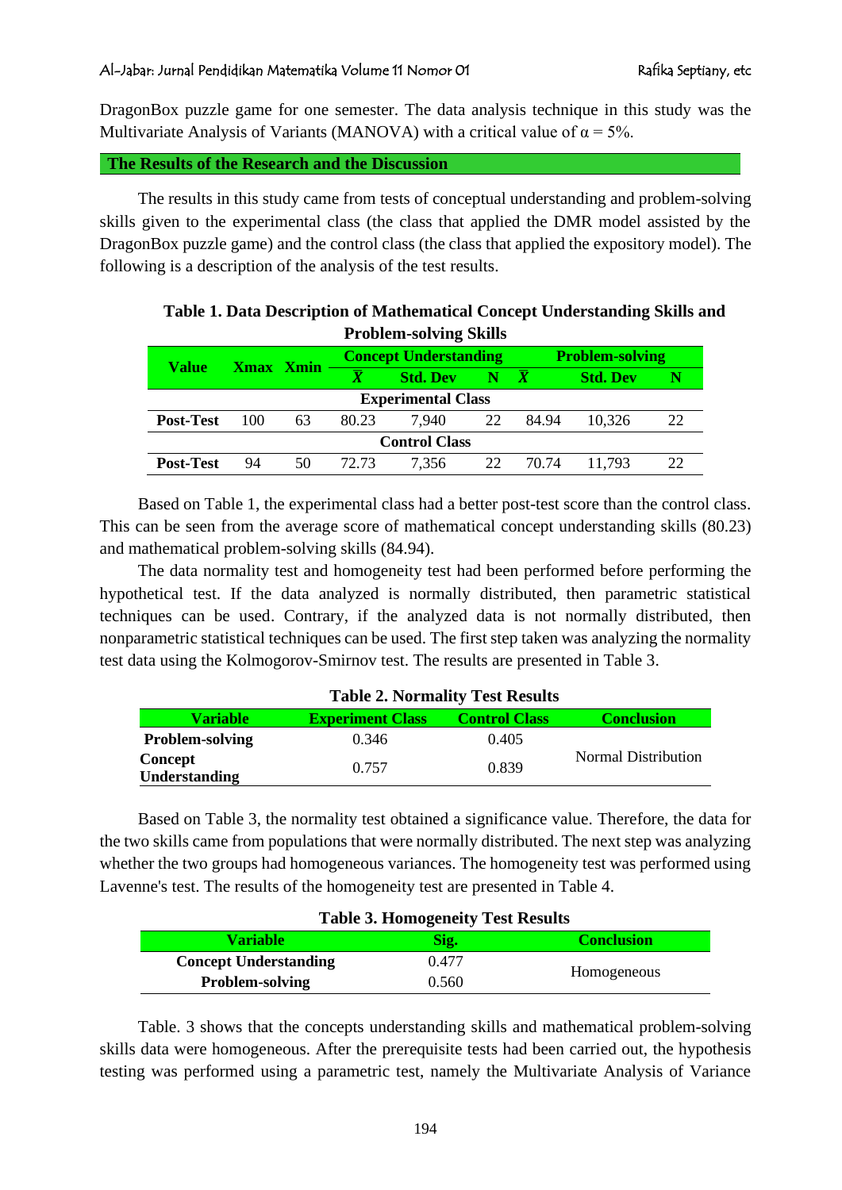DragonBox puzzle game for one semester. The data analysis technique in this study was the Multivariate Analysis of Variants (MANOVA) with a critical value of α = 5%.

## The Results of the Research and the Discussion

The results in this study came from tests of conceptual understanding and problem-solving skills given to the experimental class (the class that applied the DMR model assisted by the DragonBox puzzle game) and the control class (the class that applied the expository model). The following is a description of the analysis of the test results.

**Table 1. Data Description of Mathematical Concept Understanding Skills and Problem-solving Skills**

| Value | Xmax | Xmin | Concept Understanding | | | Problem-solving | | |
|---|---|---|---|---|---|---|---|---|
| | | | $\bar{X}$ | Std. Dev | N | $\bar{X}$ | Std. Dev | N |
| **Experimental Class** | | | | | | | | |
| **Post-Test** | 100 | 63 | 80.23 | 7,940 | 22 | 84.94 | 10,326 | 22 |
| **Control Class** | | | | | | | | |
| **Post-Test** | 94 | 50 | 72.73 | 7,356 | 22 | 70.74 | 11,793 | 22 |

Based on Table 1, the experimental class had a better post-test score than the control class. This can be seen from the average score of mathematical concept understanding skills (80.23) and mathematical problem-solving skills (84.94).

The data normality test and homogeneity test had been performed before performing the hypothetical test. If the data analyzed is normally distributed, then parametric statistical techniques can be used. Contrary, if the analyzed data is not normally distributed, then nonparametric statistical techniques can be used. The first step taken was analyzing the normality test data using the Kolmogorov-Smirnov test. The results are presented in Table 3.

**Table 2. Normality Test Results**

| Variable | Experiment Class | Control Class | Conclusion |
|---|---|---|---|
| **Problem-solving** | 0.346 | 0.405 | Normal Distribution |
| **Concept Understanding** | 0.757 | 0.839 | |

Based on Table 3, the normality test obtained a significance value. Therefore, the data for the two skills came from populations that were normally distributed. The next step was analyzing whether the two groups had homogeneous variances. The homogeneity test was performed using Lavenne's test. The results of the homogeneity test are presented in Table 4.

**Table 3. Homogeneity Test Results**

| Variable | Sig. | Conclusion |
|---|---|---|
| **Concept Understanding** | 0.477 | Homogeneous |
| **Problem-solving** | 0.560 | |

Table. 3 shows that the concepts understanding skills and mathematical problem-solving skills data were homogeneous. After the prerequisite tests had been carried out, the hypothesis testing was performed using a parametric test, namely the Multivariate Analysis of Variance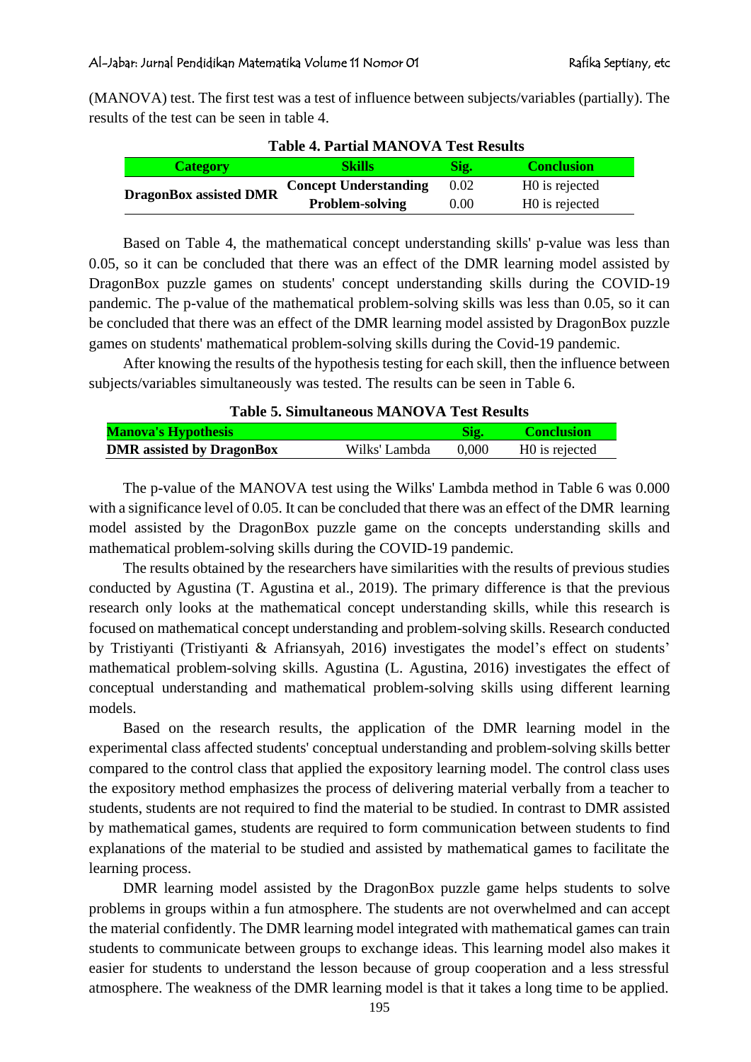(MANOVA) test. The first test was a test of influence between subjects/variables (partially). The results of the test can be seen in table 4.

**Table 4. Partial MANOVA Test Results**

| Category | Skills | Sig. | Conclusion |
|---|---|---|---|
| **DragonBox assisted DMR** | **Concept Understanding** | 0.02 | H0 is rejected |
| | **Problem-solving** | 0.00 | H0 is rejected |

Based on Table 4, the mathematical concept understanding skills' p-value was less than 0.05, so it can be concluded that there was an effect of the DMR learning model assisted by DragonBox puzzle games on students' concept understanding skills during the COVID-19 pandemic. The p-value of the mathematical problem-solving skills was less than 0.05, so it can be concluded that there was an effect of the DMR learning model assisted by DragonBox puzzle games on students' mathematical problem-solving skills during the Covid-19 pandemic.

After knowing the results of the hypothesis testing for each skill, then the influence between subjects/variables simultaneously was tested. The results can be seen in Table 6.

**Table 5. Simultaneous MANOVA Test Results**

| Manova's Hypothesis | | Sig. | Conclusion |
|---|---|---|---|
| **DMR assisted by DragonBox** | Wilks' Lambda | 0,000 | H0 is rejected |

The p-value of the MANOVA test using the Wilks' Lambda method in Table 6 was 0.000 with a significance level of 0.05. It can be concluded that there was an effect of the DMR learning model assisted by the DragonBox puzzle game on the concepts understanding skills and mathematical problem-solving skills during the COVID-19 pandemic.

The results obtained by the researchers have similarities with the results of previous studies conducted by Agustina (T. Agustina et al., 2019). The primary difference is that the previous research only looks at the mathematical concept understanding skills, while this research is focused on mathematical concept understanding and problem-solving skills. Research conducted by Tristiyanti (Tristiyanti & Afriansyah, 2016) investigates the model's effect on students' mathematical problem-solving skills. Agustina (L. Agustina, 2016) investigates the effect of conceptual understanding and mathematical problem-solving skills using different learning models.

Based on the research results, the application of the DMR learning model in the experimental class affected students' conceptual understanding and problem-solving skills better compared to the control class that applied the expository learning model. The control class uses the expository method emphasizes the process of delivering material verbally from a teacher to students, students are not required to find the material to be studied. In contrast to DMR assisted by mathematical games, students are required to form communication between students to find explanations of the material to be studied and assisted by mathematical games to facilitate the learning process.

DMR learning model assisted by the DragonBox puzzle game helps students to solve problems in groups within a fun atmosphere. The students are not overwhelmed and can accept the material confidently. The DMR learning model integrated with mathematical games can train students to communicate between groups to exchange ideas. This learning model also makes it easier for students to understand the lesson because of group cooperation and a less stressful atmosphere. The weakness of the DMR learning model is that it takes a long time to be applied.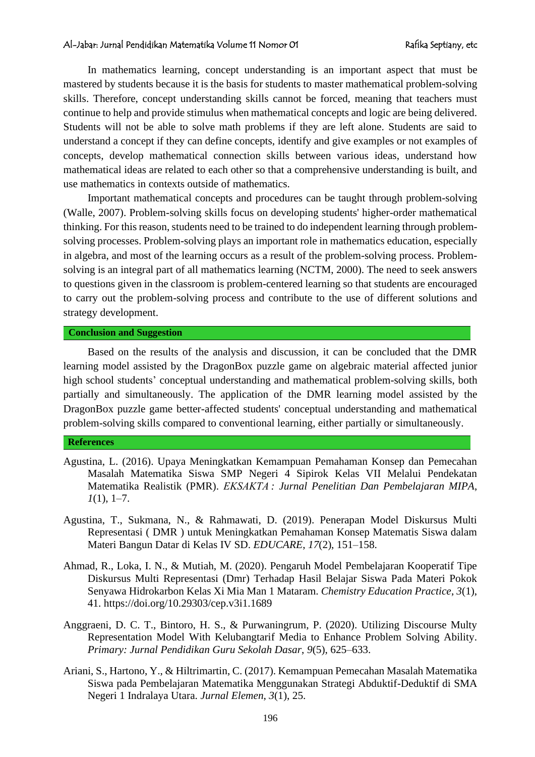In mathematics learning, concept understanding is an important aspect that must be mastered by students because it is the basis for students to master mathematical problem-solving skills. Therefore, concept understanding skills cannot be forced, meaning that teachers must continue to help and provide stimulus when mathematical concepts and logic are being delivered. Students will not be able to solve math problems if they are left alone. Students are said to understand a concept if they can define concepts, identify and give examples or not examples of concepts, develop mathematical connection skills between various ideas, understand how mathematical ideas are related to each other so that a comprehensive understanding is built, and use mathematics in contexts outside of mathematics.

Important mathematical concepts and procedures can be taught through problem-solving (Walle, 2007). Problem-solving skills focus on developing students' higher-order mathematical thinking. For this reason, students need to be trained to do independent learning through problem-solving processes. Problem-solving plays an important role in mathematics education, especially in algebra, and most of the learning occurs as a result of the problem-solving process. Problem-solving is an integral part of all mathematics learning (NCTM, 2000). The need to seek answers to questions given in the classroom is problem-centered learning so that students are encouraged to carry out the problem-solving process and contribute to the use of different solutions and strategy development.

## Conclusion and Suggestion

Based on the results of the analysis and discussion, it can be concluded that the DMR learning model assisted by the DragonBox puzzle game on algebraic material affected junior high school students' conceptual understanding and mathematical problem-solving skills, both partially and simultaneously. The application of the DMR learning model assisted by the DragonBox puzzle game better-affected students' conceptual understanding and mathematical problem-solving skills compared to conventional learning, either partially or simultaneously.

## References

Agustina, L. (2016). Upaya Meningkatkan Kemampuan Pemahaman Konsep dan Pemecahan Masalah Matematika Siswa SMP Negeri 4 Sipirok Kelas VII Melalui Pendekatan Matematika Realistik (PMR). *EKSAKTA : Jurnal Penelitian Dan Pembelajaran MIPA*, *1*(1), 1–7.

Agustina, T., Sukmana, N., & Rahmawati, D. (2019). Penerapan Model Diskursus Multi Representasi ( DMR ) untuk Meningkatkan Pemahaman Konsep Matematis Siswa dalam Materi Bangun Datar di Kelas IV SD. *EDUCARE*, *17*(2), 151–158.

Ahmad, R., Loka, I. N., & Mutiah, M. (2020). Pengaruh Model Pembelajaran Kooperatif Tipe Diskursus Multi Representasi (Dmr) Terhadap Hasil Belajar Siswa Pada Materi Pokok Senyawa Hidrokarbon Kelas Xi Mia Man 1 Mataram. *Chemistry Education Practice*, *3*(1), 41. https://doi.org/10.29303/cep.v3i1.1689

Anggraeni, D. C. T., Bintoro, H. S., & Purwaningrum, P. (2020). Utilizing Discourse Multy Representation Model With Kelubangtarif Media to Enhance Problem Solving Ability. *Primary: Jurnal Pendidikan Guru Sekolah Dasar*, *9*(5), 625–633.

Ariani, S., Hartono, Y., & Hiltrimartin, C. (2017). Kemampuan Pemecahan Masalah Matematika Siswa pada Pembelajaran Matematika Menggunakan Strategi Abduktif-Deduktif di SMA Negeri 1 Indralaya Utara. *Jurnal Elemen*, *3*(1), 25.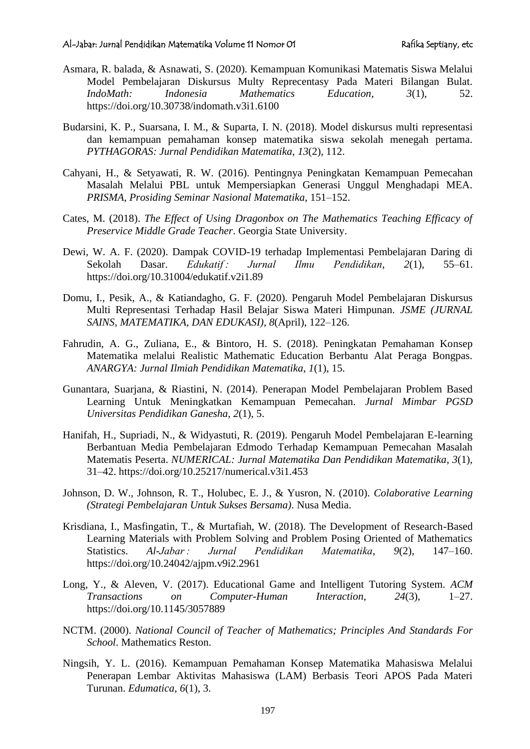Asmara, R. balada, & Asnawati, S. (2020). Kemampuan Komunikasi Matematis Siswa Melalui Model Pembelajaran Diskursus Multy Reprecentasy Pada Materi Bilangan Bulat. *IndoMath: Indonesia Mathematics Education*, *3*(1), 52. https://doi.org/10.30738/indomath.v3i1.6100

Budarsini, K. P., Suarsana, I. M., & Suparta, I. N. (2018). Model diskursus multi representasi dan kemampuan pemahaman konsep matematika siswa sekolah menegah pertama. *PYTHAGORAS: Jurnal Pendidikan Matematika*, *13*(2), 112.

Cahyani, H., & Setyawati, R. W. (2016). Pentingnya Peningkatan Kemampuan Pemecahan Masalah Melalui PBL untuk Mempersiapkan Generasi Unggul Menghadapi MEA. *PRISMA, Prosiding Seminar Nasional Matematika*, 151–152.

Cates, M. (2018). *The Effect of Using Dragonbox on The Mathematics Teaching Efficacy of Preservice Middle Grade Teacher*. Georgia State University.

Dewi, W. A. F. (2020). Dampak COVID-19 terhadap Implementasi Pembelajaran Daring di Sekolah Dasar. *Edukatif : Jurnal Ilmu Pendidikan*, *2*(1), 55–61. https://doi.org/10.31004/edukatif.v2i1.89

Domu, I., Pesik, A., & Katiandagho, G. F. (2020). Pengaruh Model Pembelajaran Diskursus Multi Representasi Terhadap Hasil Belajar Siswa Materi Himpunan. *JSME (JURNAL SAINS, MATEMATIKA, DAN EDUKASI)*, *8*(April), 122–126.

Fahrudin, A. G., Zuliana, E., & Bintoro, H. S. (2018). Peningkatan Pemahaman Konsep Matematika melalui Realistic Mathematic Education Berbantu Alat Peraga Bongpas. *ANARGYA: Jurnal Ilmiah Pendidikan Matematika*, *1*(1), 15.

Gunantara, Suarjana, & Riastini, N. (2014). Penerapan Model Pembelajaran Problem Based Learning Untuk Meningkatkan Kemampuan Pemecahan. *Jurnal Mimbar PGSD Universitas Pendidikan Ganesha*, *2*(1), 5.

Hanifah, H., Supriadi, N., & Widyastuti, R. (2019). Pengaruh Model Pembelajaran E-learning Berbantuan Media Pembelajaran Edmodo Terhadap Kemampuan Pemecahan Masalah Matematis Peserta. *NUMERICAL: Jurnal Matematika Dan Pendidikan Matematika*, *3*(1), 31–42. https://doi.org/10.25217/numerical.v3i1.453

Johnson, D. W., Johnson, R. T., Holubec, E. J., & Yusron, N. (2010). *Colaborative Learning (Strategi Pembelajaran Untuk Sukses Bersama)*. Nusa Media.

Krisdiana, I., Masfingatin, T., & Murtafiah, W. (2018). The Development of Research-Based Learning Materials with Problem Solving and Problem Posing Oriented of Mathematics Statistics. *Al-Jabar : Jurnal Pendidikan Matematika*, *9*(2), 147–160. https://doi.org/10.24042/ajpm.v9i2.2961

Long, Y., & Aleven, V. (2017). Educational Game and Intelligent Tutoring System. *ACM Transactions on Computer-Human Interaction*, *24*(3), 1–27. https://doi.org/10.1145/3057889

NCTM. (2000). *National Council of Teacher of Mathematics; Principles And Standards For School*. Mathematics Reston.

Ningsih, Y. L. (2016). Kemampuan Pemahaman Konsep Matematika Mahasiswa Melalui Penerapan Lembar Aktivitas Mahasiswa (LAM) Berbasis Teori APOS Pada Materi Turunan. *Edumatica*, *6*(1), 3.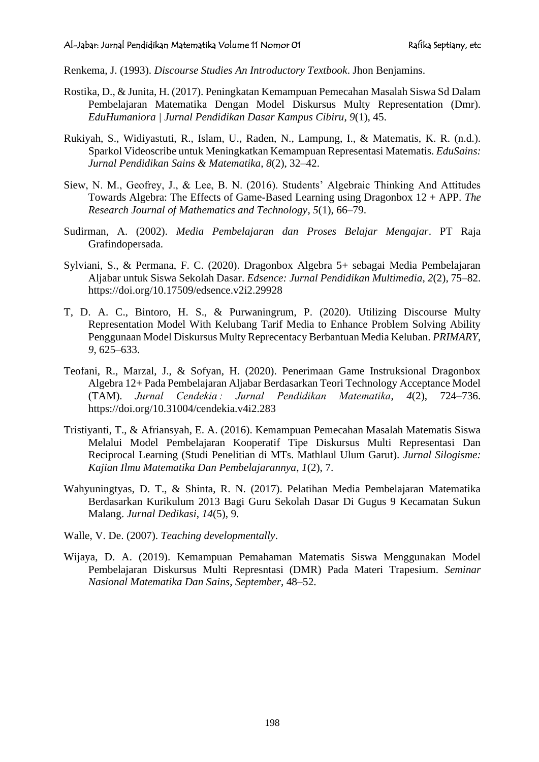Renkema, J. (1993). *Discourse Studies An Introductory Textbook*. Jhon Benjamins.

Rostika, D., & Junita, H. (2017). Peningkatan Kemampuan Pemecahan Masalah Siswa Sd Dalam Pembelajaran Matematika Dengan Model Diskursus Multy Representation (Dmr). *EduHumaniora | Jurnal Pendidikan Dasar Kampus Cibiru*, *9*(1), 45.

Rukiyah, S., Widiyastuti, R., Islam, U., Raden, N., Lampung, I., & Matematis, K. R. (n.d.). Sparkol Videoscribe untuk Meningkatkan Kemampuan Representasi Matematis. *EduSains: Jurnal Pendidikan Sains & Matematika*, *8*(2), 32–42.

Siew, N. M., Geofrey, J., & Lee, B. N. (2016). Students' Algebraic Thinking And Attitudes Towards Algebra: The Effects of Game-Based Learning using Dragonbox 12 + APP. *The Research Journal of Mathematics and Technology*, *5*(1), 66–79.

Sudirman, A. (2002). *Media Pembelajaran dan Proses Belajar Mengajar*. PT Raja Grafindopersada.

Sylviani, S., & Permana, F. C. (2020). Dragonbox Algebra 5+ sebagai Media Pembelajaran Aljabar untuk Siswa Sekolah Dasar. *Edsence: Jurnal Pendidikan Multimedia*, *2*(2), 75–82. https://doi.org/10.17509/edsence.v2i2.29928

T, D. A. C., Bintoro, H. S., & Purwaningrum, P. (2020). Utilizing Discourse Multy Representation Model With Kelubang Tarif Media to Enhance Problem Solving Ability Penggunaan Model Diskursus Multy Reprecentacy Berbantuan Media Keluban. *PRIMARY*, *9*, 625–633.

Teofani, R., Marzal, J., & Sofyan, H. (2020). Penerimaan Game Instruksional Dragonbox Algebra 12+ Pada Pembelajaran Aljabar Berdasarkan Teori Technology Acceptance Model (TAM). *Jurnal Cendekia : Jurnal Pendidikan Matematika*, *4*(2), 724–736. https://doi.org/10.31004/cendekia.v4i2.283

Tristiyanti, T., & Afriansyah, E. A. (2016). Kemampuan Pemecahan Masalah Matematis Siswa Melalui Model Pembelajaran Kooperatif Tipe Diskursus Multi Representasi Dan Reciprocal Learning (Studi Penelitian di MTs. Mathlaul Ulum Garut). *Jurnal Silogisme: Kajian Ilmu Matematika Dan Pembelajarannya*, *1*(2), 7.

Wahyuningtyas, D. T., & Shinta, R. N. (2017). Pelatihan Media Pembelajaran Matematika Berdasarkan Kurikulum 2013 Bagi Guru Sekolah Dasar Di Gugus 9 Kecamatan Sukun Malang. *Jurnal Dedikasi*, *14*(5), 9.

Walle, V. De. (2007). *Teaching developmentally*.

Wijaya, D. A. (2019). Kemampuan Pemahaman Matematis Siswa Menggunakan Model Pembelajaran Diskursus Multi Represntasi (DMR) Pada Materi Trapesium. *Seminar Nasional Matematika Dan Sains*, *September*, 48–52.